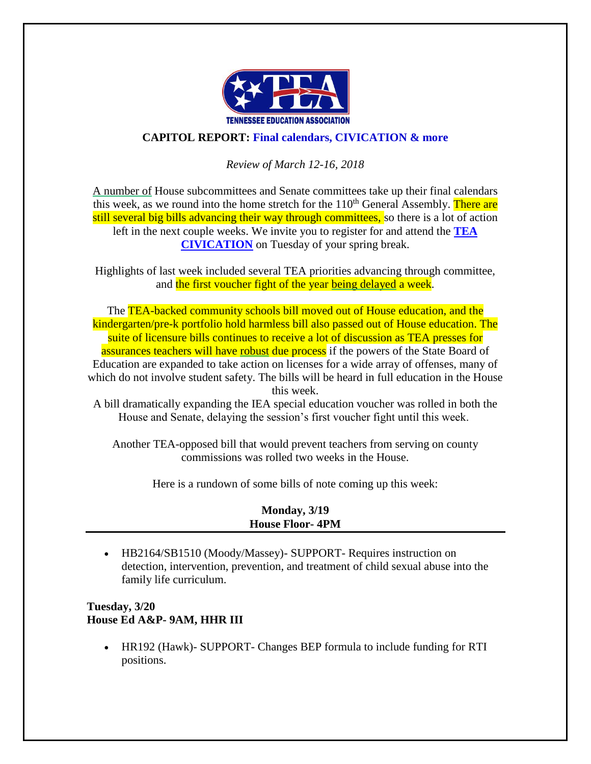TENNESSEE EDUCATION ASSOCIATION

## CAPITOL REPORT: Final calendars, CIVICATION & more

*Review of March 12-16, 2018*

A number of House subcommittees and Senate committees take up their final calendars this week, as we round into the home stretch for the 110th General Assembly. There are still several big bills advancing their way through committees, so there is a lot of action left in the next couple weeks. We invite you to register for and attend the **TEA CIVICATION** on Tuesday of your spring break.

Highlights of last week included several TEA priorities advancing through committee, and the first voucher fight of the year being delayed a week.

The TEA-backed community schools bill moved out of House education, and the kindergarten/pre-k portfolio hold harmless bill also passed out of House education. The suite of licensure bills continues to receive a lot of discussion as TEA presses for assurances teachers will have robust due process if the powers of the State Board of Education are expanded to take action on licenses for a wide array of offenses, many of which do not involve student safety. The bills will be heard in full education in the House this week.

A bill dramatically expanding the IEA special education voucher was rolled in both the House and Senate, delaying the session's first voucher fight until this week.

Another TEA-opposed bill that would prevent teachers from serving on county commissions was rolled two weeks in the House.

Here is a rundown of some bills of note coming up this week:

**Monday, 3/19**
**House Floor- 4PM**

- HB2164/SB1510 (Moody/Massey)- SUPPORT- Requires instruction on detection, intervention, prevention, and treatment of child sexual abuse into the family life curriculum.

**Tuesday, 3/20**
**House Ed A&P- 9AM, HHR III**

- HR192 (Hawk)- SUPPORT- Changes BEP formula to include funding for RTI positions.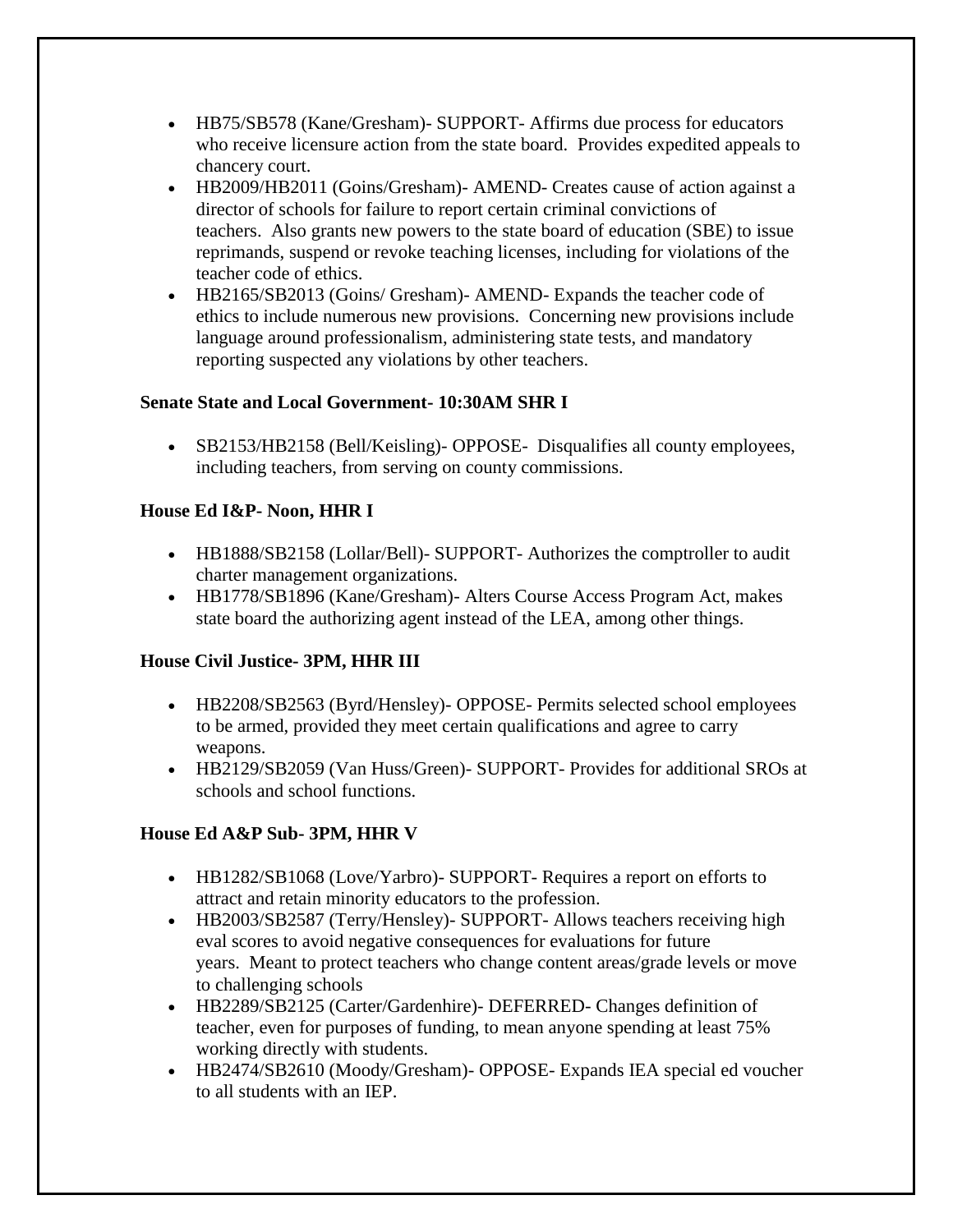- HB75/SB578 (Kane/Gresham)- SUPPORT- Affirms due process for educators who receive licensure action from the state board. Provides expedited appeals to chancery court.
- HB2009/HB2011 (Goins/Gresham)- AMEND- Creates cause of action against a director of schools for failure to report certain criminal convictions of teachers. Also grants new powers to the state board of education (SBE) to issue reprimands, suspend or revoke teaching licenses, including for violations of the teacher code of ethics.
- HB2165/SB2013 (Goins/ Gresham)- AMEND- Expands the teacher code of ethics to include numerous new provisions. Concerning new provisions include language around professionalism, administering state tests, and mandatory reporting suspected any violations by other teachers.

**Senate State and Local Government- 10:30AM SHR I**

- SB2153/HB2158 (Bell/Keisling)- OPPOSE- Disqualifies all county employees, including teachers, from serving on county commissions.

**House Ed I&P- Noon, HHR I**

- HB1888/SB2158 (Lollar/Bell)- SUPPORT- Authorizes the comptroller to audit charter management organizations.
- HB1778/SB1896 (Kane/Gresham)- Alters Course Access Program Act, makes state board the authorizing agent instead of the LEA, among other things.

**House Civil Justice- 3PM, HHR III**

- HB2208/SB2563 (Byrd/Hensley)- OPPOSE- Permits selected school employees to be armed, provided they meet certain qualifications and agree to carry weapons.
- HB2129/SB2059 (Van Huss/Green)- SUPPORT- Provides for additional SROs at schools and school functions.

**House Ed A&P Sub- 3PM, HHR V**

- HB1282/SB1068 (Love/Yarbro)- SUPPORT- Requires a report on efforts to attract and retain minority educators to the profession.
- HB2003/SB2587 (Terry/Hensley)- SUPPORT- Allows teachers receiving high eval scores to avoid negative consequences for evaluations for future years. Meant to protect teachers who change content areas/grade levels or move to challenging schools
- HB2289/SB2125 (Carter/Gardenhire)- DEFERRED- Changes definition of teacher, even for purposes of funding, to mean anyone spending at least 75% working directly with students.
- HB2474/SB2610 (Moody/Gresham)- OPPOSE- Expands IEA special ed voucher to all students with an IEP.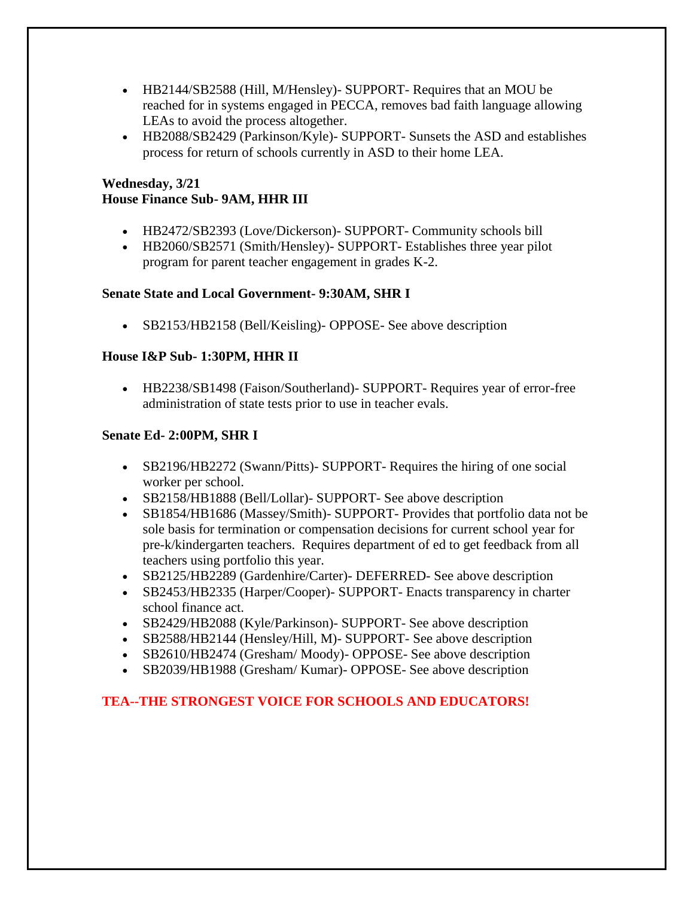- HB2144/SB2588 (Hill, M/Hensley)- SUPPORT- Requires that an MOU be reached for in systems engaged in PECCA, removes bad faith language allowing LEAs to avoid the process altogether.
- HB2088/SB2429 (Parkinson/Kyle)- SUPPORT- Sunsets the ASD and establishes process for return of schools currently in ASD to their home LEA.

**Wednesday, 3/21**
**House Finance Sub- 9AM, HHR III**

- HB2472/SB2393 (Love/Dickerson)- SUPPORT- Community schools bill
- HB2060/SB2571 (Smith/Hensley)- SUPPORT- Establishes three year pilot program for parent teacher engagement in grades K-2.

**Senate State and Local Government- 9:30AM, SHR I**

- SB2153/HB2158 (Bell/Keisling)- OPPOSE- See above description

**House I&P Sub- 1:30PM, HHR II**

- HB2238/SB1498 (Faison/Southerland)- SUPPORT- Requires year of error-free administration of state tests prior to use in teacher evals.

**Senate Ed- 2:00PM, SHR I**

- SB2196/HB2272 (Swann/Pitts)- SUPPORT- Requires the hiring of one social worker per school.
- SB2158/HB1888 (Bell/Lollar)- SUPPORT- See above description
- SB1854/HB1686 (Massey/Smith)- SUPPORT- Provides that portfolio data not be sole basis for termination or compensation decisions for current school year for pre-k/kindergarten teachers. Requires department of ed to get feedback from all teachers using portfolio this year.
- SB2125/HB2289 (Gardenhire/Carter)- DEFERRED- See above description
- SB2453/HB2335 (Harper/Cooper)- SUPPORT- Enacts transparency in charter school finance act.
- SB2429/HB2088 (Kyle/Parkinson)- SUPPORT- See above description
- SB2588/HB2144 (Hensley/Hill, M)- SUPPORT- See above description
- SB2610/HB2474 (Gresham/ Moody)- OPPOSE- See above description
- SB2039/HB1988 (Gresham/ Kumar)- OPPOSE- See above description

**TEA--THE STRONGEST VOICE FOR SCHOOLS AND EDUCATORS!**